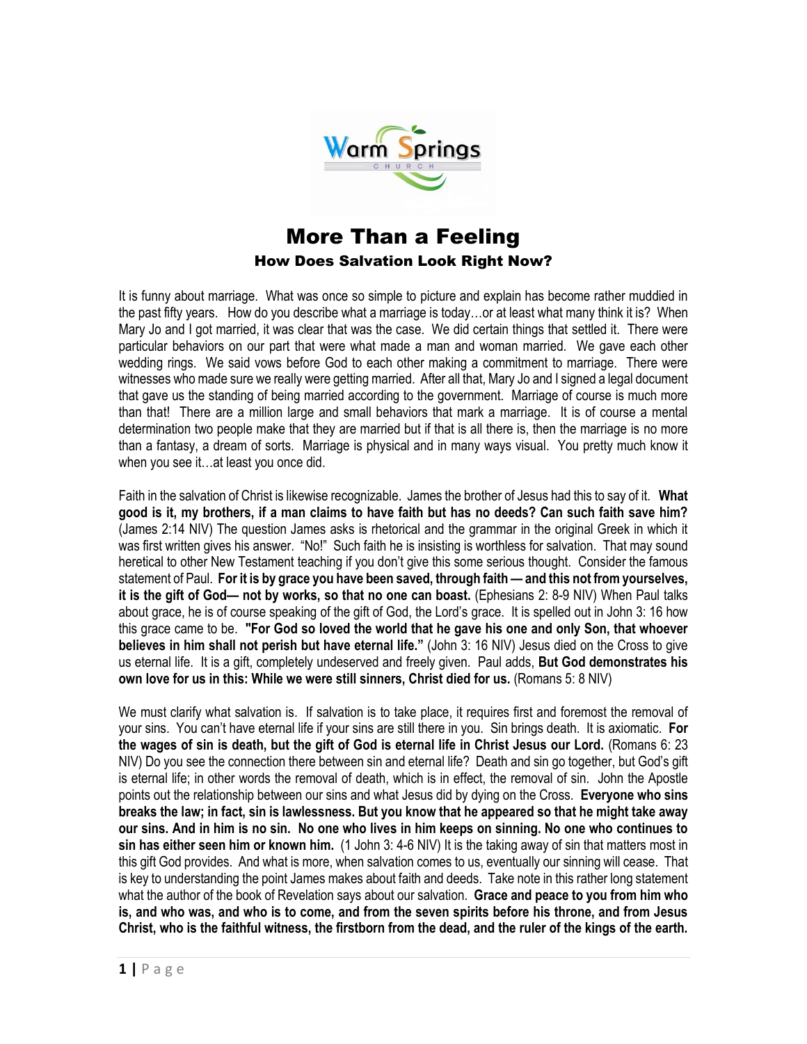# More Than a Feeling

## How Does Salvation Look Right Now?

It is funny about marriage. What was once so simple to picture and explain has become rather muddied in the past fifty years. How do you describe what a marriage is today…or at least what many think it is? When Mary Jo and I got married, it was clear that was the case. We did certain things that settled it. There were particular behaviors on our part that were what made a man and woman married. We gave each other wedding rings. We said vows before God to each other making a commitment to marriage. There were witnesses who made sure we really were getting married. After all that, Mary Jo and I signed a legal document that gave us the standing of being married according to the government. Marriage of course is much more than that! There are a million large and small behaviors that mark a marriage. It is of course a mental determination two people make that they are married but if that is all there is, then the marriage is no more than a fantasy, a dream of sorts. Marriage is physical and in many ways visual. You pretty much know it when you see it…at least you once did.

Faith in the salvation of Christ is likewise recognizable. James the brother of Jesus had this to say of it. **What good is it, my brothers, if a man claims to have faith but has no deeds? Can such faith save him?** (James 2:14 NIV) The question James asks is rhetorical and the grammar in the original Greek in which it was first written gives his answer. "No!" Such faith he is insisting is worthless for salvation. That may sound heretical to other New Testament teaching if you don't give this some serious thought. Consider the famous statement of Paul. **For it is by grace you have been saved, through faith — and this not from yourselves, it is the gift of God— not by works, so that no one can boast.** (Ephesians 2: 8-9 NIV) When Paul talks about grace, he is of course speaking of the gift of God, the Lord's grace. It is spelled out in John 3: 16 how this grace came to be. **"For God so loved the world that he gave his one and only Son, that whoever believes in him shall not perish but have eternal life."** (John 3: 16 NIV) Jesus died on the Cross to give us eternal life. It is a gift, completely undeserved and freely given. Paul adds, **But God demonstrates his own love for us in this: While we were still sinners, Christ died for us.** (Romans 5: 8 NIV)

We must clarify what salvation is. If salvation is to take place, it requires first and foremost the removal of your sins. You can't have eternal life if your sins are still there in you. Sin brings death. It is axiomatic. **For the wages of sin is death, but the gift of God is eternal life in Christ Jesus our Lord.** (Romans 6: 23 NIV) Do you see the connection there between sin and eternal life? Death and sin go together, but God's gift is eternal life; in other words the removal of death, which is in effect, the removal of sin. John the Apostle points out the relationship between our sins and what Jesus did by dying on the Cross. **Everyone who sins breaks the law; in fact, sin is lawlessness. But you know that he appeared so that he might take away our sins. And in him is no sin. No one who lives in him keeps on sinning. No one who continues to sin has either seen him or known him.** (1 John 3: 4-6 NIV) It is the taking away of sin that matters most in this gift God provides. And what is more, when salvation comes to us, eventually our sinning will cease. That is key to understanding the point James makes about faith and deeds. Take note in this rather long statement what the author of the book of Revelation says about our salvation. **Grace and peace to you from him who is, and who was, and who is to come, and from the seven spirits before his throne, and from Jesus Christ, who is the faithful witness, the firstborn from the dead, and the ruler of the kings of the earth.**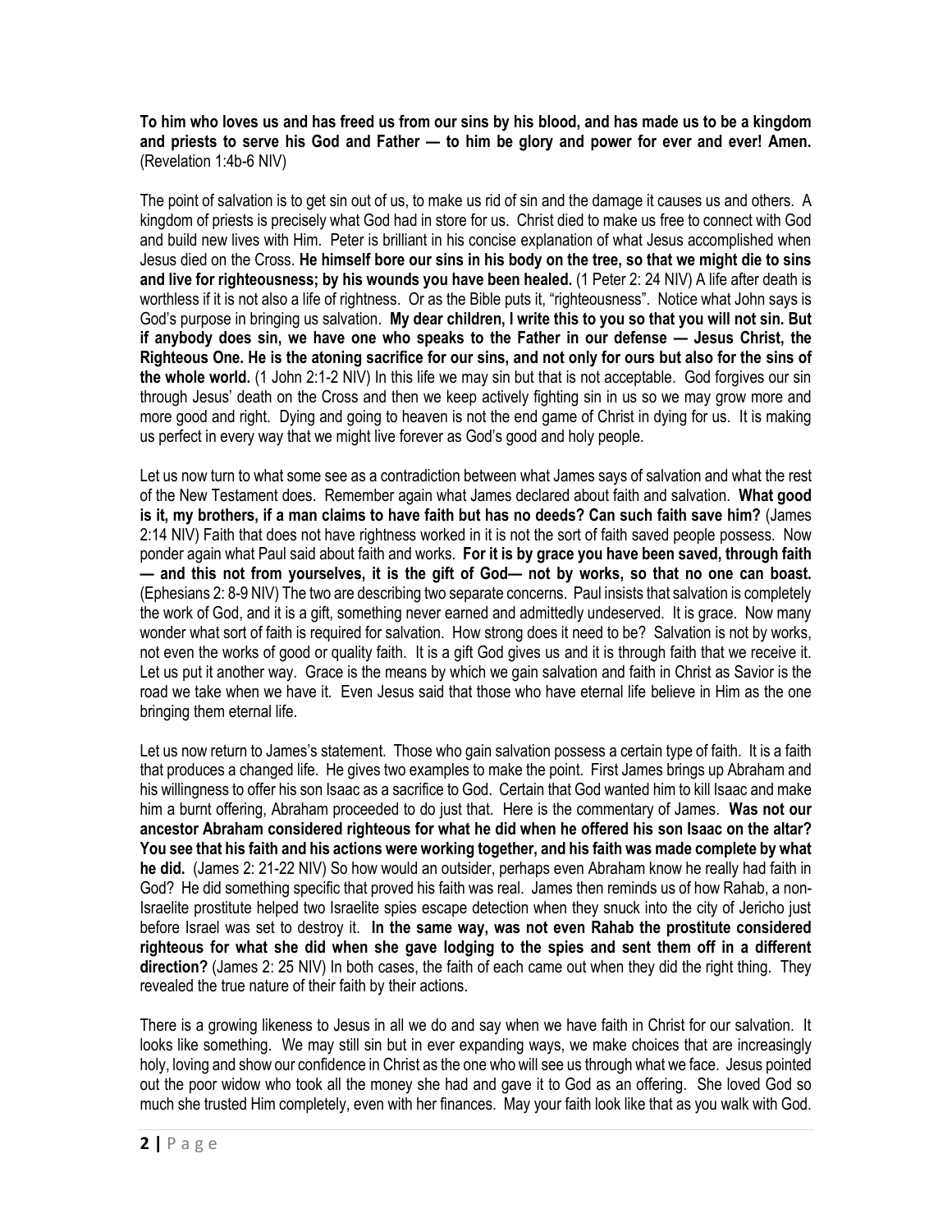**To him who loves us and has freed us from our sins by his blood, and has made us to be a kingdom and priests to serve his God and Father — to him be glory and power for ever and ever! Amen.** (Revelation 1:4b-6 NIV)

The point of salvation is to get sin out of us, to make us rid of sin and the damage it causes us and others. A kingdom of priests is precisely what God had in store for us. Christ died to make us free to connect with God and build new lives with Him. Peter is brilliant in his concise explanation of what Jesus accomplished when Jesus died on the Cross. **He himself bore our sins in his body on the tree, so that we might die to sins and live for righteousness; by his wounds you have been healed.** (1 Peter 2: 24 NIV) A life after death is worthless if it is not also a life of rightness. Or as the Bible puts it, "righteousness". Notice what John says is God's purpose in bringing us salvation. **My dear children, I write this to you so that you will not sin. But if anybody does sin, we have one who speaks to the Father in our defense — Jesus Christ, the Righteous One. He is the atoning sacrifice for our sins, and not only for ours but also for the sins of the whole world.** (1 John 2:1-2 NIV) In this life we may sin but that is not acceptable. God forgives our sin through Jesus' death on the Cross and then we keep actively fighting sin in us so we may grow more and more good and right. Dying and going to heaven is not the end game of Christ in dying for us. It is making us perfect in every way that we might live forever as God's good and holy people.

Let us now turn to what some see as a contradiction between what James says of salvation and what the rest of the New Testament does. Remember again what James declared about faith and salvation. **What good is it, my brothers, if a man claims to have faith but has no deeds? Can such faith save him?** (James 2:14 NIV) Faith that does not have rightness worked in it is not the sort of faith saved people possess. Now ponder again what Paul said about faith and works. **For it is by grace you have been saved, through faith — and this not from yourselves, it is the gift of God— not by works, so that no one can boast.** (Ephesians 2: 8-9 NIV) The two are describing two separate concerns. Paul insists that salvation is completely the work of God, and it is a gift, something never earned and admittedly undeserved. It is grace. Now many wonder what sort of faith is required for salvation. How strong does it need to be? Salvation is not by works, not even the works of good or quality faith. It is a gift God gives us and it is through faith that we receive it. Let us put it another way. Grace is the means by which we gain salvation and faith in Christ as Savior is the road we take when we have it. Even Jesus said that those who have eternal life believe in Him as the one bringing them eternal life.

Let us now return to James's statement. Those who gain salvation possess a certain type of faith. It is a faith that produces a changed life. He gives two examples to make the point. First James brings up Abraham and his willingness to offer his son Isaac as a sacrifice to God. Certain that God wanted him to kill Isaac and make him a burnt offering, Abraham proceeded to do just that. Here is the commentary of James. **Was not our ancestor Abraham considered righteous for what he did when he offered his son Isaac on the altar? You see that his faith and his actions were working together, and his faith was made complete by what he did.** (James 2: 21-22 NIV) So how would an outsider, perhaps even Abraham know he really had faith in God? He did something specific that proved his faith was real. James then reminds us of how Rahab, a non-Israelite prostitute helped two Israelite spies escape detection when they snuck into the city of Jericho just before Israel was set to destroy it. **In the same way, was not even Rahab the prostitute considered righteous for what she did when she gave lodging to the spies and sent them off in a different direction?** (James 2: 25 NIV) In both cases, the faith of each came out when they did the right thing. They revealed the true nature of their faith by their actions.

There is a growing likeness to Jesus in all we do and say when we have faith in Christ for our salvation. It looks like something. We may still sin but in ever expanding ways, we make choices that are increasingly holy, loving and show our confidence in Christ as the one who will see us through what we face. Jesus pointed out the poor widow who took all the money she had and gave it to God as an offering. She loved God so much she trusted Him completely, even with her finances. May your faith look like that as you walk with God.